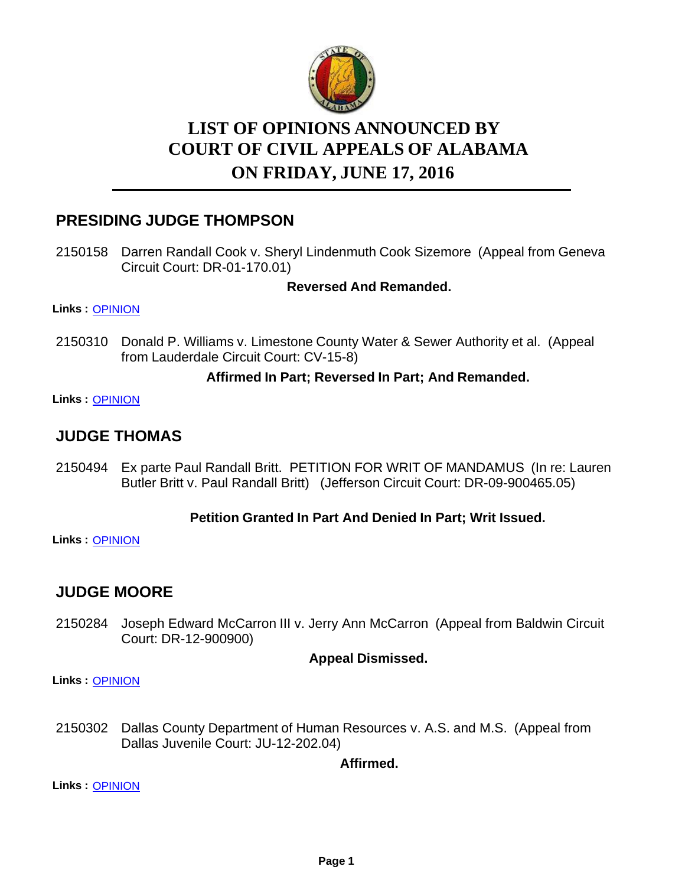# LIST OF OPINIONS ANNOUNCED BY COURT OF CIVIL APPEALS OF ALABAMA ON FRIDAY, JUNE 17, 2016

## PRESIDING JUDGE THOMPSON

2150158 Darren Randall Cook v. Sheryl Lindenmuth Cook Sizemore (Appeal from Geneva Circuit Court: DR-01-170.01)

**Reversed And Remanded.**

**Links :** OPINION

2150310 Donald P. Williams v. Limestone County Water & Sewer Authority et al. (Appeal from Lauderdale Circuit Court: CV-15-8)

**Affirmed In Part; Reversed In Part; And Remanded.**

**Links :** OPINION

## JUDGE THOMAS

2150494 Ex parte Paul Randall Britt. PETITION FOR WRIT OF MANDAMUS (In re: Lauren Butler Britt v. Paul Randall Britt) (Jefferson Circuit Court: DR-09-900465.05)

**Petition Granted In Part And Denied In Part; Writ Issued.**

**Links :** OPINION

## JUDGE MOORE

2150284 Joseph Edward McCarron III v. Jerry Ann McCarron (Appeal from Baldwin Circuit Court: DR-12-900900)

**Appeal Dismissed.**

**Links :** OPINION

2150302 Dallas County Department of Human Resources v. A.S. and M.S. (Appeal from Dallas Juvenile Court: JU-12-202.04)

**Affirmed.**

**Links :** OPINION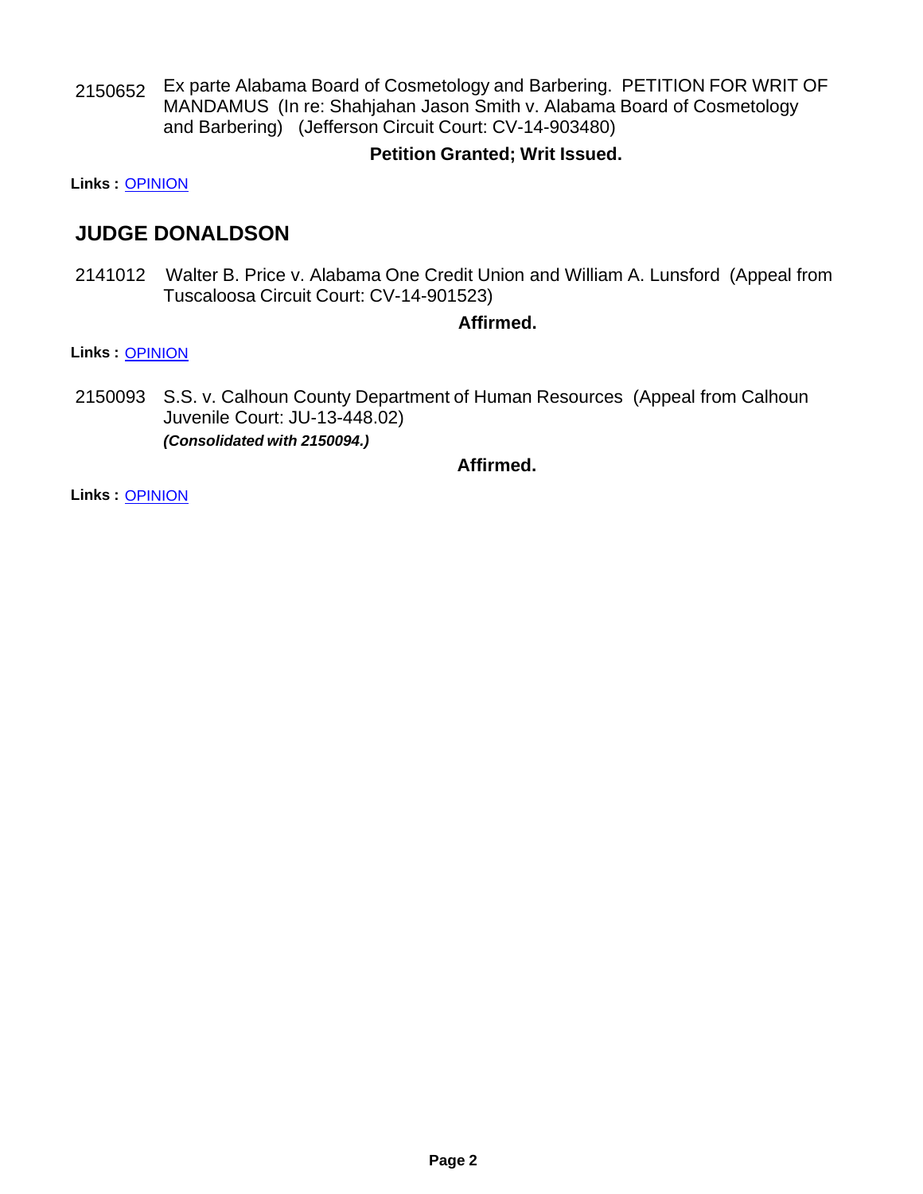2150652 Ex parte Alabama Board of Cosmetology and Barbering. PETITION FOR WRIT OF MANDAMUS (In re: Shahjahan Jason Smith v. Alabama Board of Cosmetology and Barbering) (Jefferson Circuit Court: CV-14-903480)

**Petition Granted; Writ Issued.**

**Links :** OPINION

## JUDGE DONALDSON

2141012 Walter B. Price v. Alabama One Credit Union and William A. Lunsford (Appeal from Tuscaloosa Circuit Court: CV-14-901523)

**Affirmed.**

**Links :** OPINION

2150093 S.S. v. Calhoun County Department of Human Resources (Appeal from Calhoun Juvenile Court: JU-13-448.02)
***(Consolidated with 2150094.)***

**Affirmed.**

**Links :** OPINION